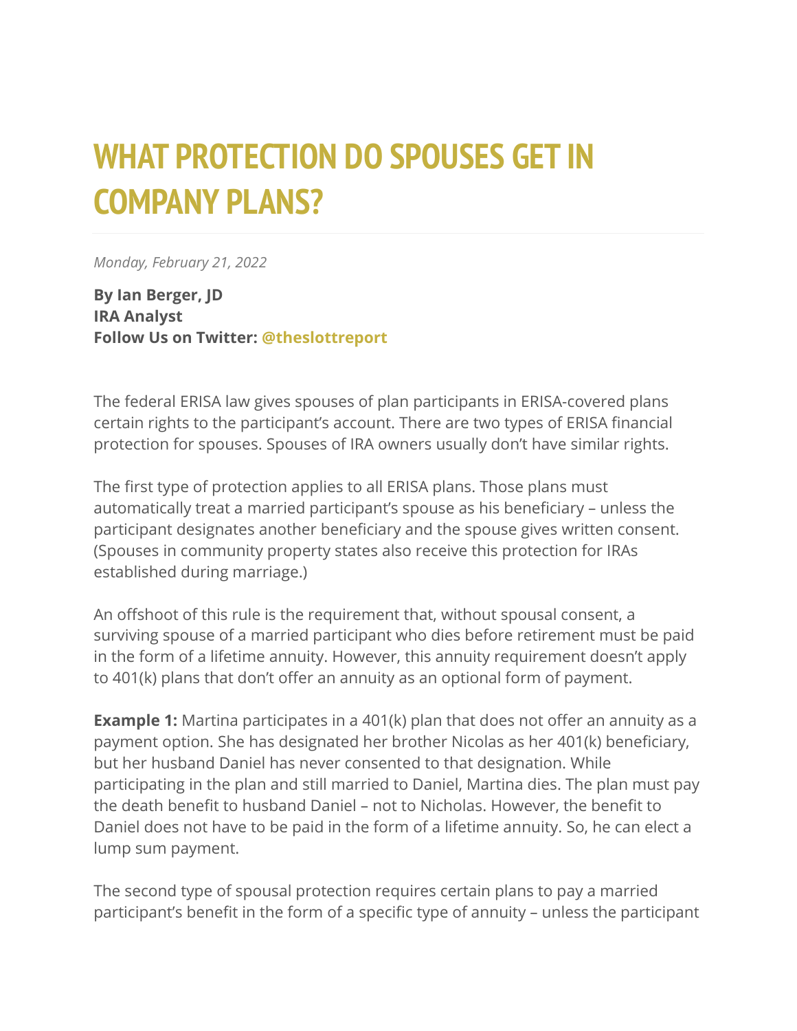# WHAT PROTECTION DO SPOUSES GET IN COMPANY PLANS?

*Monday, February 21, 2022*

**By Ian Berger, JD**
**IRA Analyst**
**Follow Us on Twitter: @theslottreport**

The federal ERISA law gives spouses of plan participants in ERISA-covered plans certain rights to the participant's account. There are two types of ERISA financial protection for spouses. Spouses of IRA owners usually don't have similar rights.

The first type of protection applies to all ERISA plans. Those plans must automatically treat a married participant's spouse as his beneficiary – unless the participant designates another beneficiary and the spouse gives written consent. (Spouses in community property states also receive this protection for IRAs established during marriage.)

An offshoot of this rule is the requirement that, without spousal consent, a surviving spouse of a married participant who dies before retirement must be paid in the form of a lifetime annuity. However, this annuity requirement doesn't apply to 401(k) plans that don't offer an annuity as an optional form of payment.

**Example 1:** Martina participates in a 401(k) plan that does not offer an annuity as a payment option. She has designated her brother Nicolas as her 401(k) beneficiary, but her husband Daniel has never consented to that designation. While participating in the plan and still married to Daniel, Martina dies. The plan must pay the death benefit to husband Daniel – not to Nicholas. However, the benefit to Daniel does not have to be paid in the form of a lifetime annuity. So, he can elect a lump sum payment.

The second type of spousal protection requires certain plans to pay a married participant's benefit in the form of a specific type of annuity – unless the participant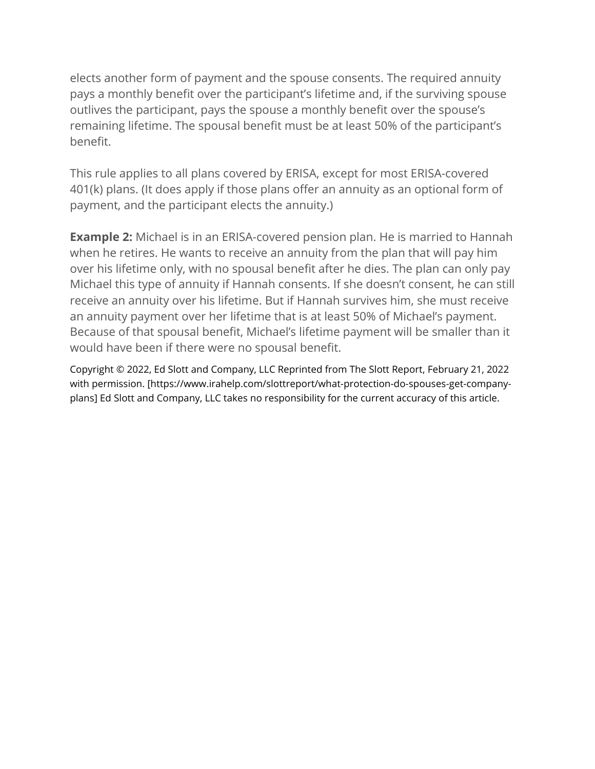elects another form of payment and the spouse consents. The required annuity pays a monthly benefit over the participant's lifetime and, if the surviving spouse outlives the participant, pays the spouse a monthly benefit over the spouse's remaining lifetime. The spousal benefit must be at least 50% of the participant's benefit.

This rule applies to all plans covered by ERISA, except for most ERISA-covered 401(k) plans. (It does apply if those plans offer an annuity as an optional form of payment, and the participant elects the annuity.)

**Example 2:** Michael is in an ERISA-covered pension plan. He is married to Hannah when he retires. He wants to receive an annuity from the plan that will pay him over his lifetime only, with no spousal benefit after he dies. The plan can only pay Michael this type of annuity if Hannah consents. If she doesn't consent, he can still receive an annuity over his lifetime. But if Hannah survives him, she must receive an annuity payment over her lifetime that is at least 50% of Michael's payment. Because of that spousal benefit, Michael's lifetime payment will be smaller than it would have been if there were no spousal benefit.

Copyright © 2022, Ed Slott and Company, LLC Reprinted from The Slott Report, February 21, 2022 with permission. [https://www.irahelp.com/slottreport/what-protection-do-spouses-get-company-plans] Ed Slott and Company, LLC takes no responsibility for the current accuracy of this article.